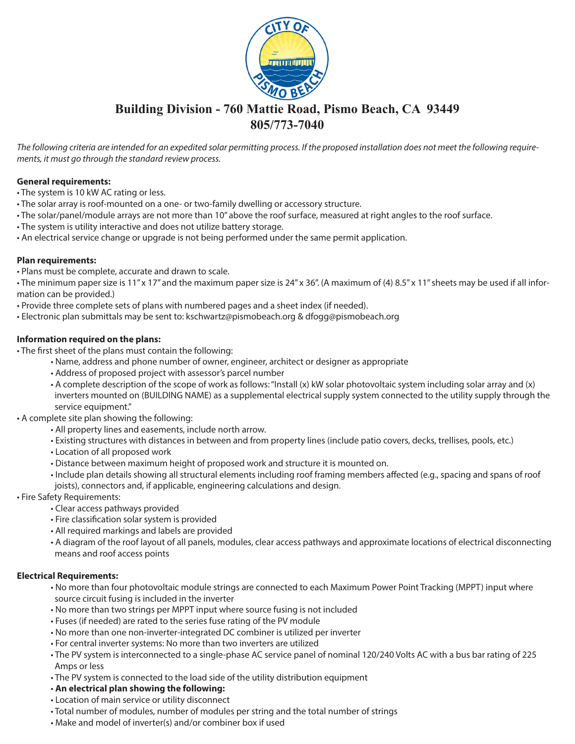# Building Division - 760 Mattie Road, Pismo Beach, CA 93449
## 805/773-7040

*The following criteria are intended for an expedited solar permitting process. If the proposed installation does not meet the following requirements, it must go through the standard review process.*

**General requirements:**

- The system is 10 kW AC rating or less.
- The solar array is roof-mounted on a one- or two-family dwelling or accessory structure.
- The solar/panel/module arrays are not more than 10" above the roof surface, measured at right angles to the roof surface.
- The system is utility interactive and does not utilize battery storage.
- An electrical service change or upgrade is not being performed under the same permit application.

**Plan requirements:**

- Plans must be complete, accurate and drawn to scale.
- The minimum paper size is 11" x 17" and the maximum paper size is 24" x 36". (A maximum of (4) 8.5" x 11" sheets may be used if all information can be provided.)
- Provide three complete sets of plans with numbered pages and a sheet index (if needed).
- Electronic plan submittals may be sent to: kschwartz@pismobeach.org & dfogg@pismobeach.org

**Information required on the plans:**

- The first sheet of the plans must contain the following:
  - Name, address and phone number of owner, engineer, architect or designer as appropriate
  - Address of proposed project with assessor's parcel number
  - A complete description of the scope of work as follows: "Install (x) kW solar photovoltaic system including solar array and (x) inverters mounted on (BUILDING NAME) as a supplemental electrical supply system connected to the utility supply through the service equipment."
- A complete site plan showing the following:
  - All property lines and easements, include north arrow.
  - Existing structures with distances in between and from property lines (include patio covers, decks, trellises, pools, etc.)
  - Location of all proposed work
  - Distance between maximum height of proposed work and structure it is mounted on.
  - Include plan details showing all structural elements including roof framing members affected (e.g., spacing and spans of roof joists), connectors and, if applicable, engineering calculations and design.
- Fire Safety Requirements:
  - Clear access pathways provided
  - Fire classification solar system is provided
  - All required markings and labels are provided
  - A diagram of the roof layout of all panels, modules, clear access pathways and approximate locations of electrical disconnecting means and roof access points

**Electrical Requirements:**

- No more than four photovoltaic module strings are connected to each Maximum Power Point Tracking (MPPT) input where source circuit fusing is included in the inverter
- No more than two strings per MPPT input where source fusing is not included
- Fuses (if needed) are rated to the series fuse rating of the PV module
- No more than one non-inverter-integrated DC combiner is utilized per inverter
- For central inverter systems: No more than two inverters are utilized
- The PV system is interconnected to a single-phase AC service panel of nominal 120/240 Volts AC with a bus bar rating of 225 Amps or less
- The PV system is connected to the load side of the utility distribution equipment
- **An electrical plan showing the following:**
- Location of main service or utility disconnect
- Total number of modules, number of modules per string and the total number of strings
- Make and model of inverter(s) and/or combiner box if used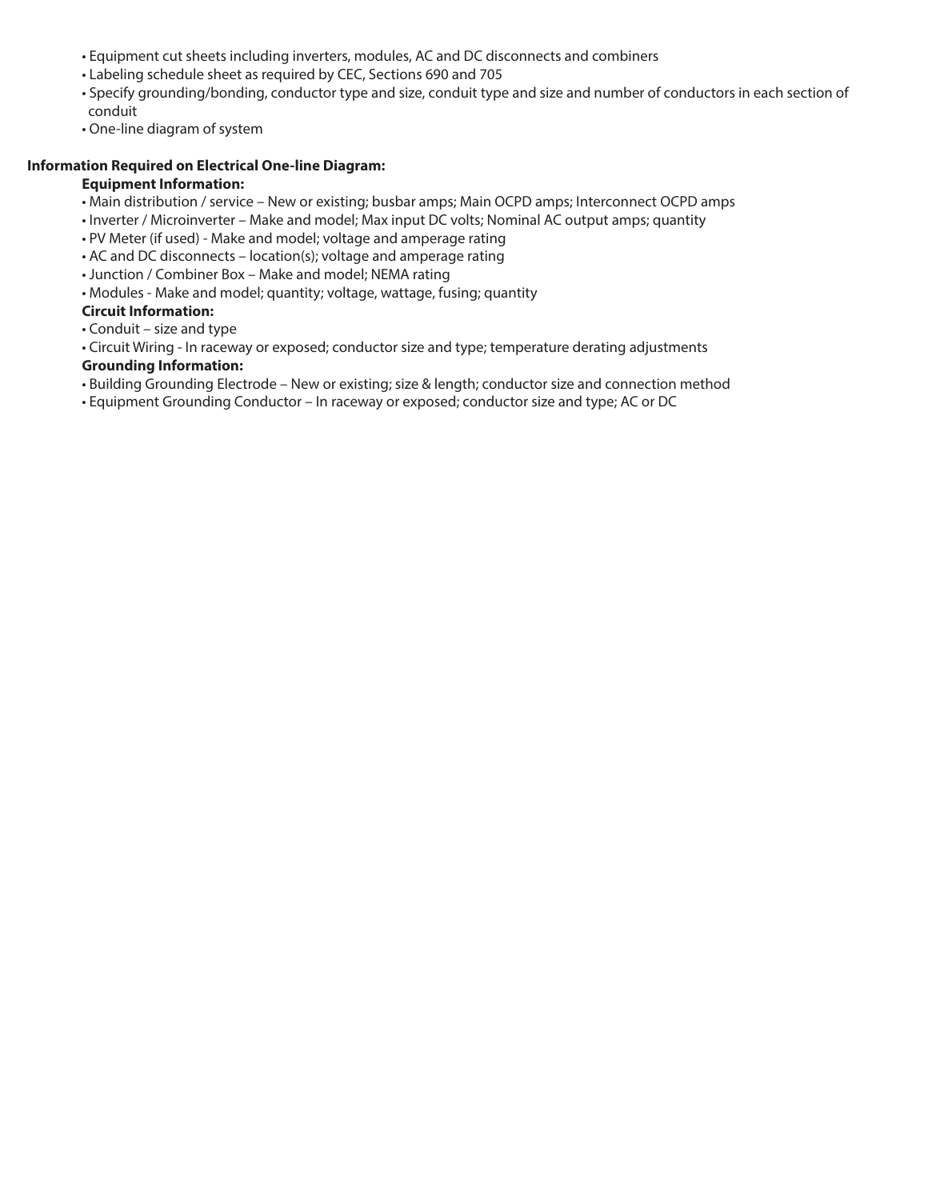- Equipment cut sheets including inverters, modules, AC and DC disconnects and combiners
- Labeling schedule sheet as required by CEC, Sections 690 and 705
- Specify grounding/bonding, conductor type and size, conduit type and size and number of conductors in each section of conduit
- One-line diagram of system

**Information Required on Electrical One-line Diagram:**

**Equipment Information:**

- Main distribution / service – New or existing; busbar amps; Main OCPD amps; Interconnect OCPD amps
- Inverter / Microinverter – Make and model; Max input DC volts; Nominal AC output amps; quantity
- PV Meter (if used) - Make and model; voltage and amperage rating
- AC and DC disconnects – location(s); voltage and amperage rating
- Junction / Combiner Box – Make and model; NEMA rating
- Modules - Make and model; quantity; voltage, wattage, fusing; quantity

**Circuit Information:**

- Conduit – size and type
- Circuit Wiring - In raceway or exposed; conductor size and type; temperature derating adjustments

**Grounding Information:**

- Building Grounding Electrode – New or existing; size & length; conductor size and connection method
- Equipment Grounding Conductor – In raceway or exposed; conductor size and type; AC or DC